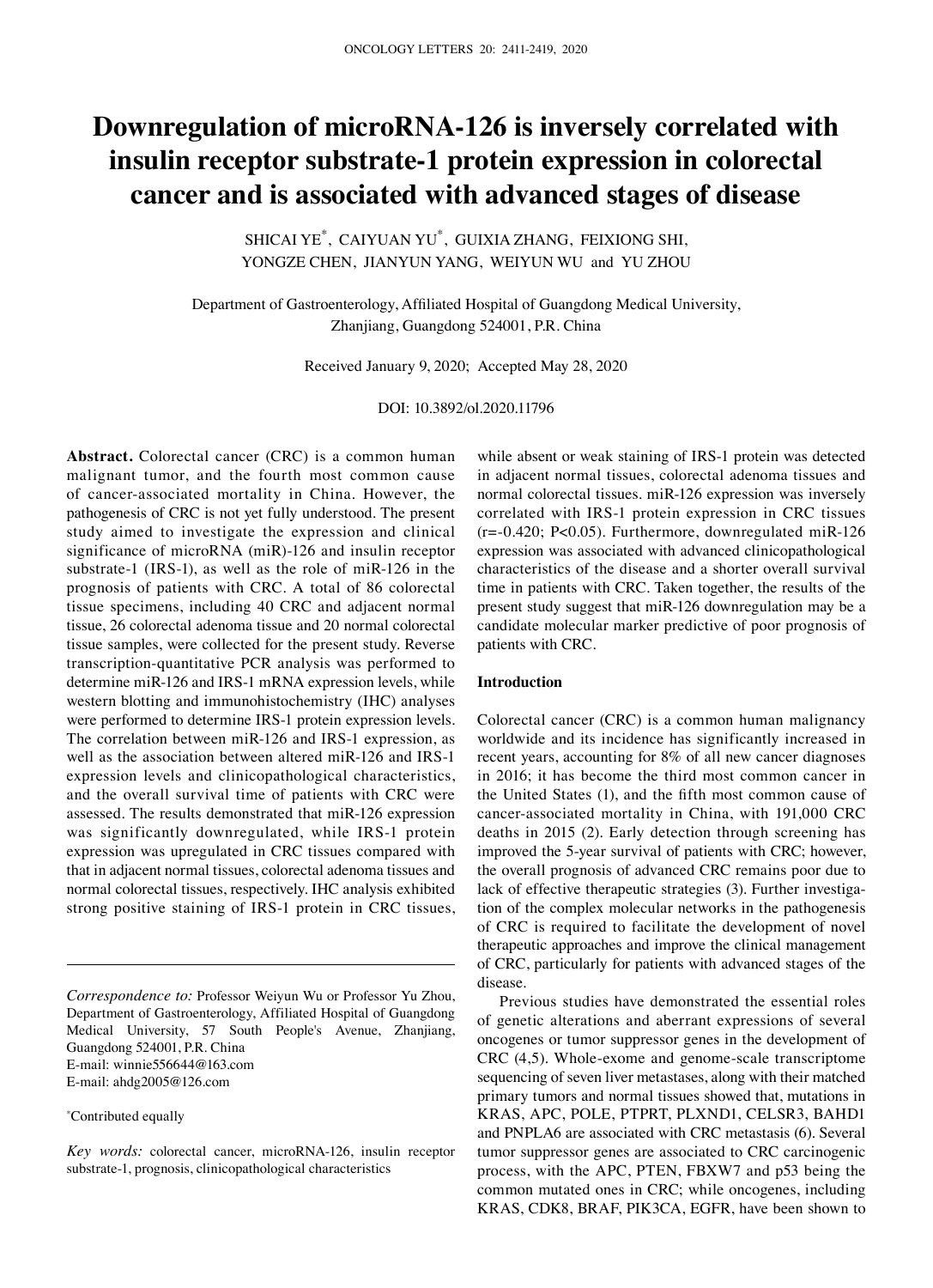# Downregulation of microRNA-126 is inversely correlated with insulin receptor substrate-1 protein expression in colorectal cancer and is associated with advanced stages of disease

SHICAI YE*, CAIYUAN YU*, GUIXIA ZHANG, FEIXIONG SHI, YONGZE CHEN, JIANYUN YANG, WEIYUN WU and YU ZHOU

Department of Gastroenterology, Affiliated Hospital of Guangdong Medical University, Zhanjiang, Guangdong 524001, P.R. China

Received January 9, 2020; Accepted May 28, 2020

DOI: 10.3892/ol.2020.11796

**Abstract.** Colorectal cancer (CRC) is a common human malignant tumor, and the fourth most common cause of cancer-associated mortality in China. However, the pathogenesis of CRC is not yet fully understood. The present study aimed to investigate the expression and clinical significance of microRNA (miR)-126 and insulin receptor substrate-1 (IRS-1), as well as the role of miR-126 in the prognosis of patients with CRC. A total of 86 colorectal tissue specimens, including 40 CRC and adjacent normal tissue, 26 colorectal adenoma tissue and 20 normal colorectal tissue samples, were collected for the present study. Reverse transcription-quantitative PCR analysis was performed to determine miR-126 and IRS-1 mRNA expression levels, while western blotting and immunohistochemistry (IHC) analyses were performed to determine IRS-1 protein expression levels. The correlation between miR-126 and IRS-1 expression, as well as the association between altered miR-126 and IRS-1 expression levels and clinicopathological characteristics, and the overall survival time of patients with CRC were assessed. The results demonstrated that miR-126 expression was significantly downregulated, while IRS-1 protein expression was upregulated in CRC tissues compared with that in adjacent normal tissues, colorectal adenoma tissues and normal colorectal tissues, respectively. IHC analysis exhibited strong positive staining of IRS-1 protein in CRC tissues, while absent or weak staining of IRS-1 protein was detected in adjacent normal tissues, colorectal adenoma tissues and normal colorectal tissues. miR-126 expression was inversely correlated with IRS-1 protein expression in CRC tissues ($r=-0.420$; $P<0.05$). Furthermore, downregulated miR-126 expression was associated with advanced clinicopathological characteristics of the disease and a shorter overall survival time in patients with CRC. Taken together, the results of the present study suggest that miR-126 downregulation may be a candidate molecular marker predictive of poor prognosis of patients with CRC.

*Correspondence to:* Professor Weiyun Wu or Professor Yu Zhou, Department of Gastroenterology, Affiliated Hospital of Guangdong Medical University, 57 South People's Avenue, Zhanjiang, Guangdong 524001, P.R. China
E-mail: winnie556644@163.com
E-mail: ahdg2005@126.com

*Contributed equally

*Key words:* colorectal cancer, microRNA-126, insulin receptor substrate-1, prognosis, clinicopathological characteristics

## Introduction

Colorectal cancer (CRC) is a common human malignancy worldwide and its incidence has significantly increased in recent years, accounting for 8% of all new cancer diagnoses in 2016; it has become the third most common cancer in the United States (1), and the fifth most common cause of cancer-associated mortality in China, with 191,000 CRC deaths in 2015 (2). Early detection through screening has improved the 5-year survival of patients with CRC; however, the overall prognosis of advanced CRC remains poor due to lack of effective therapeutic strategies (3). Further investigation of the complex molecular networks in the pathogenesis of CRC is required to facilitate the development of novel therapeutic approaches and improve the clinical management of CRC, particularly for patients with advanced stages of the disease.

Previous studies have demonstrated the essential roles of genetic alterations and aberrant expressions of several oncogenes or tumor suppressor genes in the development of CRC (4,5). Whole-exome and genome-scale transcriptome sequencing of seven liver metastases, along with their matched primary tumors and normal tissues showed that, mutations in KRAS, APC, POLE, PTPRT, PLXND1, CELSR3, BAHD1 and PNPLA6 are associated with CRC metastasis (6). Several tumor suppressor genes are associated to CRC carcinogenic process, with the APC, PTEN, FBXW7 and p53 being the common mutated ones in CRC; while oncogenes, including KRAS, CDK8, BRAF, PIK3CA, EGFR, have been shown to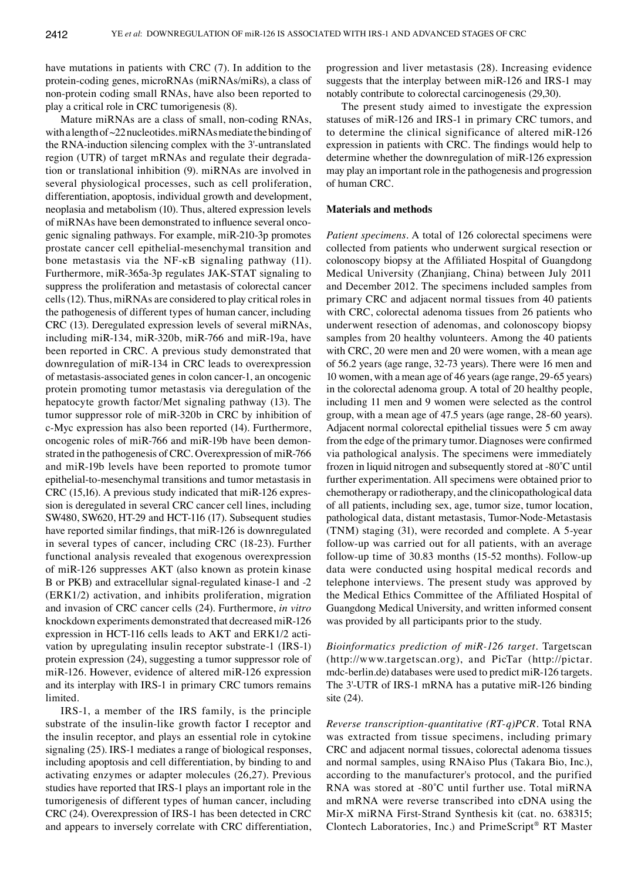have mutations in patients with CRC (7). In addition to the protein-coding genes, microRNAs (miRNAs/miRs), a class of non-protein coding small RNAs, have also been reported to play a critical role in CRC tumorigenesis (8).

Mature miRNAs are a class of small, non-coding RNAs, with a length of ~22 nucleotides. miRNAs mediate the binding of the RNA-induction silencing complex with the 3'-untranslated region (UTR) of target mRNAs and regulate their degradation or translational inhibition (9). miRNAs are involved in several physiological processes, such as cell proliferation, differentiation, apoptosis, individual growth and development, neoplasia and metabolism (10). Thus, altered expression levels of miRNAs have been demonstrated to influence several oncogenic signaling pathways. For example, miR-210-3p promotes prostate cancer cell epithelial-mesenchymal transition and bone metastasis via the NF-κB signaling pathway (11). Furthermore, miR-365a-3p regulates JAK-STAT signaling to suppress the proliferation and metastasis of colorectal cancer cells (12). Thus, miRNAs are considered to play critical roles in the pathogenesis of different types of human cancer, including CRC (13). Deregulated expression levels of several miRNAs, including miR-134, miR-320b, miR-766 and miR-19a, have been reported in CRC. A previous study demonstrated that downregulation of miR-134 in CRC leads to overexpression of metastasis-associated genes in colon cancer-1, an oncogenic protein promoting tumor metastasis via deregulation of the hepatocyte growth factor/Met signaling pathway (13). The tumor suppressor role of miR-320b in CRC by inhibition of c-Myc expression has also been reported (14). Furthermore, oncogenic roles of miR-766 and miR-19b have been demonstrated in the pathogenesis of CRC. Overexpression of miR-766 and miR-19b levels have been reported to promote tumor epithelial-to-mesenchymal transitions and tumor metastasis in CRC (15,16). A previous study indicated that miR-126 expression is deregulated in several CRC cancer cell lines, including SW480, SW620, HT-29 and HCT-116 (17). Subsequent studies have reported similar findings, that miR-126 is downregulated in several types of cancer, including CRC (18-23). Further functional analysis revealed that exogenous overexpression of miR-126 suppresses AKT (also known as protein kinase B or PKB) and extracellular signal-regulated kinase-1 and -2 (ERK1/2) activation, and inhibits proliferation, migration and invasion of CRC cancer cells (24). Furthermore, *in vitro* knockdown experiments demonstrated that decreased miR-126 expression in HCT-116 cells leads to AKT and ERK1/2 activation by upregulating insulin receptor substrate-1 (IRS-1) protein expression (24), suggesting a tumor suppressor role of miR-126. However, evidence of altered miR-126 expression and its interplay with IRS-1 in primary CRC tumors remains limited.

IRS-1, a member of the IRS family, is the principle substrate of the insulin-like growth factor I receptor and the insulin receptor, and plays an essential role in cytokine signaling (25). IRS-1 mediates a range of biological responses, including apoptosis and cell differentiation, by binding to and activating enzymes or adapter molecules (26,27). Previous studies have reported that IRS-1 plays an important role in the tumorigenesis of different types of human cancer, including CRC (24). Overexpression of IRS-1 has been detected in CRC and appears to inversely correlate with CRC differentiation, progression and liver metastasis (28). Increasing evidence suggests that the interplay between miR-126 and IRS-1 may notably contribute to colorectal carcinogenesis (29,30).

The present study aimed to investigate the expression statuses of miR-126 and IRS-1 in primary CRC tumors, and to determine the clinical significance of altered miR-126 expression in patients with CRC. The findings would help to determine whether the downregulation of miR-126 expression may play an important role in the pathogenesis and progression of human CRC.

## Materials and methods

*Patient specimens*. A total of 126 colorectal specimens were collected from patients who underwent surgical resection or colonoscopy biopsy at the Affiliated Hospital of Guangdong Medical University (Zhanjiang, China) between July 2011 and December 2012. The specimens included samples from primary CRC and adjacent normal tissues from 40 patients with CRC, colorectal adenoma tissues from 26 patients who underwent resection of adenomas, and colonoscopy biopsy samples from 20 healthy volunteers. Among the 40 patients with CRC, 20 were men and 20 were women, with a mean age of 56.2 years (age range, 32-73 years). There were 16 men and 10 women, with a mean age of 46 years (age range, 29-65 years) in the colorectal adenoma group. A total of 20 healthy people, including 11 men and 9 women were selected as the control group, with a mean age of 47.5 years (age range, 28-60 years). Adjacent normal colorectal epithelial tissues were 5 cm away from the edge of the primary tumor. Diagnoses were confirmed via pathological analysis. The specimens were immediately frozen in liquid nitrogen and subsequently stored at -80˚C until further experimentation. All specimens were obtained prior to chemotherapy or radiotherapy, and the clinicopathological data of all patients, including sex, age, tumor size, tumor location, pathological data, distant metastasis, Tumor-Node-Metastasis (TNM) staging (31), were recorded and complete. A 5-year follow-up was carried out for all patients, with an average follow-up time of 30.83 months (15-52 months). Follow-up data were conducted using hospital medical records and telephone interviews. The present study was approved by the Medical Ethics Committee of the Affiliated Hospital of Guangdong Medical University, and written informed consent was provided by all participants prior to the study.

*Bioinformatics prediction of miR-126 target*. Targetscan (http://www.targetscan.org), and PicTar (http://pictar.mdc-berlin.de) databases were used to predict miR-126 targets. The 3'-UTR of IRS-1 mRNA has a putative miR-126 binding site (24).

*Reverse transcription-quantitative (RT-q)PCR*. Total RNA was extracted from tissue specimens, including primary CRC and adjacent normal tissues, colorectal adenoma tissues and normal samples, using RNAiso Plus (Takara Bio, Inc.), according to the manufacturer's protocol, and the purified RNA was stored at -80˚C until further use. Total miRNA and mRNA were reverse transcribed into cDNA using the Mir-X miRNA First-Strand Synthesis kit (cat. no. 638315; Clontech Laboratories, Inc.) and PrimeScript® RT Master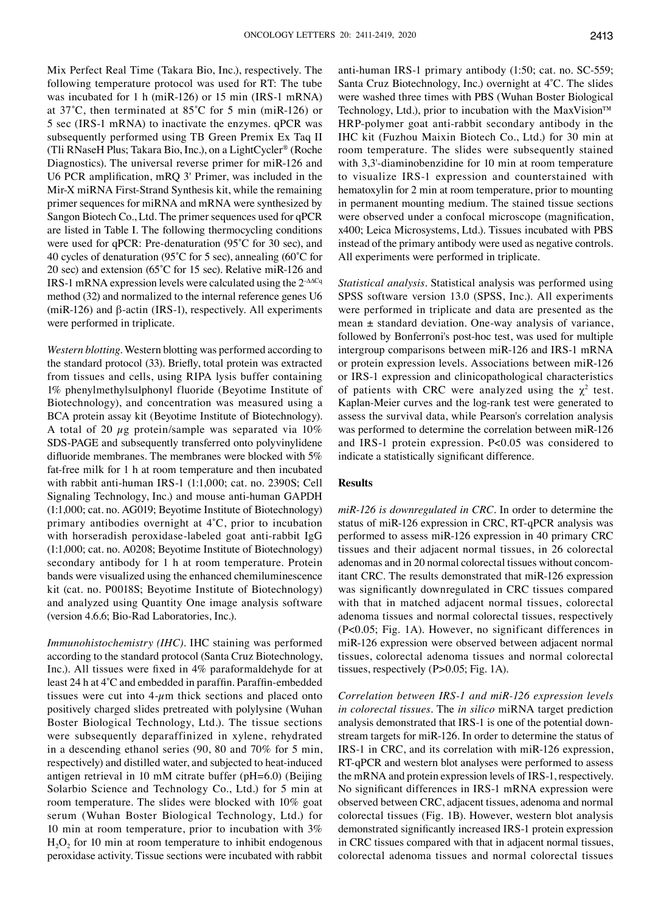Mix Perfect Real Time (Takara Bio, Inc.), respectively. The following temperature protocol was used for RT: The tube was incubated for 1 h (miR-126) or 15 min (IRS-1 mRNA) at 37˚C, then terminated at 85˚C for 5 min (miR-126) or 5 sec (IRS-1 mRNA) to inactivate the enzymes. qPCR was subsequently performed using TB Green Premix Ex Taq II (Tli RNaseH Plus; Takara Bio, Inc.), on a LightCycler® (Roche Diagnostics). The universal reverse primer for miR-126 and U6 PCR amplification, mRQ 3' Primer, was included in the Mir-X miRNA First-Strand Synthesis kit, while the remaining primer sequences for miRNA and mRNA were synthesized by Sangon Biotech Co., Ltd. The primer sequences used for qPCR are listed in Table I. The following thermocycling conditions were used for qPCR: Pre-denaturation (95˚C for 30 sec), and 40 cycles of denaturation (95˚C for 5 sec), annealing (60˚C for 20 sec) and extension (65˚C for 15 sec). Relative miR-126 and IRS-1 mRNA expression levels were calculated using the $2^{-\Delta\Delta Cq}$ method (32) and normalized to the internal reference genes U6 (miR-126) and β-actin (IRS-1), respectively. All experiments were performed in triplicate.

*Western blotting.* Western blotting was performed according to the standard protocol (33). Briefly, total protein was extracted from tissues and cells, using RIPA lysis buffer containing 1% phenylmethylsulphonyl fluoride (Beyotime Institute of Biotechnology), and concentration was measured using a BCA protein assay kit (Beyotime Institute of Biotechnology). A total of 20 µg protein/sample was separated via 10% SDS-PAGE and subsequently transferred onto polyvinylidene difluoride membranes. The membranes were blocked with 5% fat-free milk for 1 h at room temperature and then incubated with rabbit anti-human IRS-1 (1:1,000; cat. no. 2390S; Cell Signaling Technology, Inc.) and mouse anti-human GAPDH (1:1,000; cat. no. AG019; Beyotime Institute of Biotechnology) primary antibodies overnight at 4˚C, prior to incubation with horseradish peroxidase-labeled goat anti-rabbit IgG (1:1,000; cat. no. A0208; Beyotime Institute of Biotechnology) secondary antibody for 1 h at room temperature. Protein bands were visualized using the enhanced chemiluminescence kit (cat. no. P0018S; Beyotime Institute of Biotechnology) and analyzed using Quantity One image analysis software (version 4.6.6; Bio-Rad Laboratories, Inc.).

*Immunohistochemistry (IHC).* IHC staining was performed according to the standard protocol (Santa Cruz Biotechnology, Inc.). All tissues were fixed in 4% paraformaldehyde for at least 24 h at 4˚C and embedded in paraffin. Paraffin-embedded tissues were cut into 4-µm thick sections and placed onto positively charged slides pretreated with polylysine (Wuhan Boster Biological Technology, Ltd.). The tissue sections were subsequently deparaffinized in xylene, rehydrated in a descending ethanol series (90, 80 and 70% for 5 min, respectively) and distilled water, and subjected to heat-induced antigen retrieval in 10 mM citrate buffer (pH=6.0) (Beijing Solarbio Science and Technology Co., Ltd.) for 5 min at room temperature. The slides were blocked with 10% goat serum (Wuhan Boster Biological Technology, Ltd.) for 10 min at room temperature, prior to incubation with 3% $H_2O_2$ for 10 min at room temperature to inhibit endogenous peroxidase activity. Tissue sections were incubated with rabbit anti-human IRS-1 primary antibody (1:50; cat. no. SC-559; Santa Cruz Biotechnology, Inc.) overnight at 4˚C. The slides were washed three times with PBS (Wuhan Boster Biological Technology, Ltd.), prior to incubation with the MaxVision™ HRP-polymer goat anti-rabbit secondary antibody in the IHC kit (Fuzhou Maixin Biotech Co., Ltd.) for 30 min at room temperature. The slides were subsequently stained with 3,3'-diaminobenzidine for 10 min at room temperature to visualize IRS-1 expression and counterstained with hematoxylin for 2 min at room temperature, prior to mounting in permanent mounting medium. The stained tissue sections were observed under a confocal microscope (magnification, x400; Leica Microsystems, Ltd.). Tissues incubated with PBS instead of the primary antibody were used as negative controls. All experiments were performed in triplicate.

*Statistical analysis.* Statistical analysis was performed using SPSS software version 13.0 (SPSS, Inc.). All experiments were performed in triplicate and data are presented as the mean ± standard deviation. One-way analysis of variance, followed by Bonferroni's post-hoc test, was used for multiple intergroup comparisons between miR-126 and IRS-1 mRNA or protein expression levels. Associations between miR-126 or IRS-1 expression and clinicopathological characteristics of patients with CRC were analyzed using the $\chi^2$ test. Kaplan-Meier curves and the log-rank test were generated to assess the survival data, while Pearson's correlation analysis was performed to determine the correlation between miR-126 and IRS-1 protein expression. $P<0.05$ was considered to indicate a statistically significant difference.

## Results

*miR-126 is downregulated in CRC.* In order to determine the status of miR-126 expression in CRC, RT-qPCR analysis was performed to assess miR-126 expression in 40 primary CRC tissues and their adjacent normal tissues, in 26 colorectal adenomas and in 20 normal colorectal tissues without concomitant CRC. The results demonstrated that miR-126 expression was significantly downregulated in CRC tissues compared with that in matched adjacent normal tissues, colorectal adenoma tissues and normal colorectal tissues, respectively ($P<0.05$; Fig. 1A). However, no significant differences in miR-126 expression were observed between adjacent normal tissues, colorectal adenoma tissues and normal colorectal tissues, respectively ($P>0.05$; Fig. 1A).

*Correlation between IRS-1 and miR-126 expression levels in colorectal tissues.* The *in silico* miRNA target prediction analysis demonstrated that IRS-1 is one of the potential downstream targets for miR-126. In order to determine the status of IRS-1 in CRC, and its correlation with miR-126 expression, RT-qPCR and western blot analyses were performed to assess the mRNA and protein expression levels of IRS-1, respectively. No significant differences in IRS-1 mRNA expression were observed between CRC, adjacent tissues, adenoma and normal colorectal tissues (Fig. 1B). However, western blot analysis demonstrated significantly increased IRS-1 protein expression in CRC tissues compared with that in adjacent normal tissues, colorectal adenoma tissues and normal colorectal tissues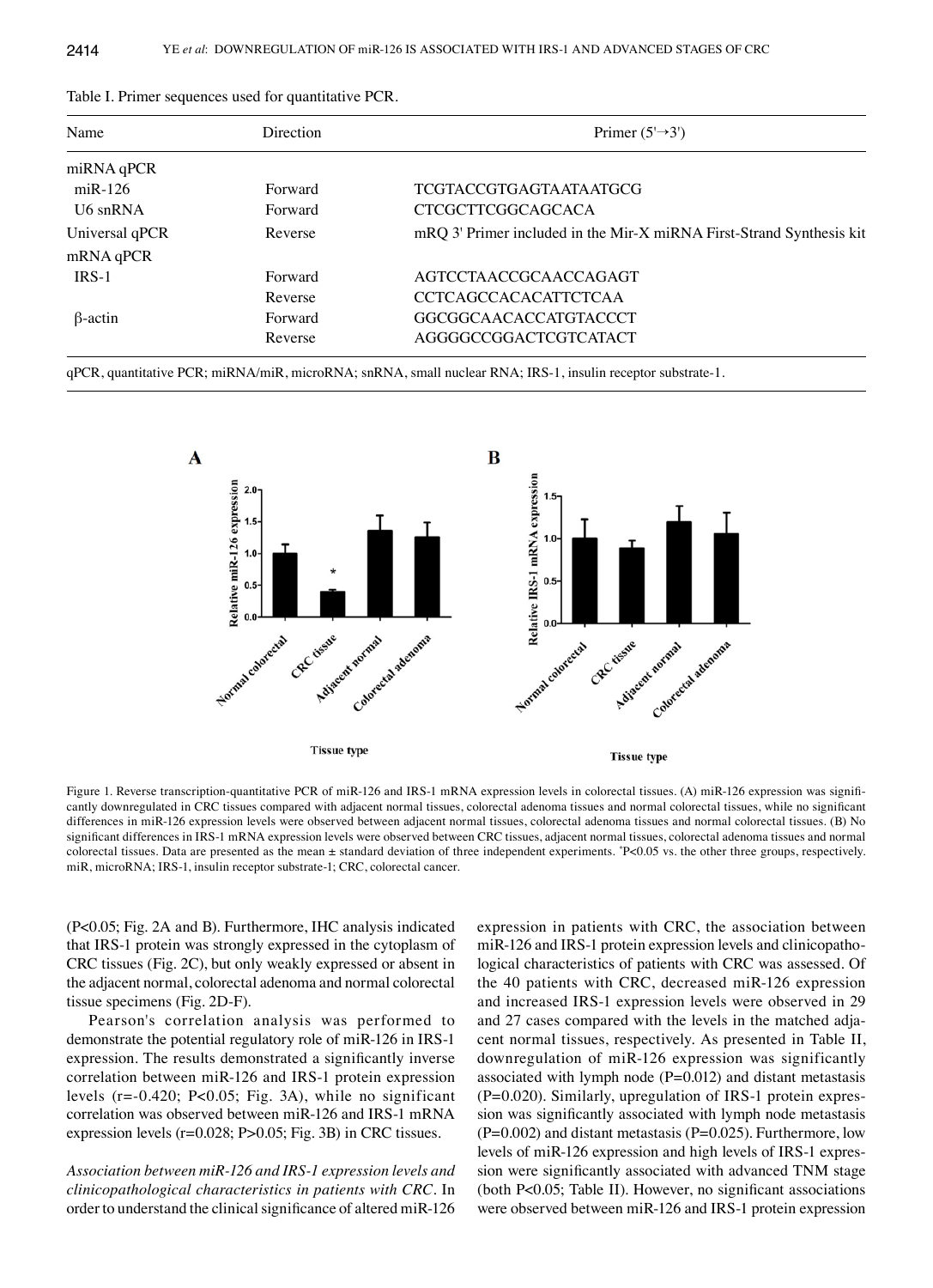Table I. Primer sequences used for quantitative PCR.

| Name | Direction | Primer (5'→3') |
|---|---|---|
| miRNA qPCR | | |
| miR-126 | Forward | TCGTACCGTGAGTAATAATGCG |
| U6 snRNA | Forward | CTCGCTTCGGCAGCACA |
| Universal qPCR | Reverse | mRQ 3' Primer included in the Mir-X miRNA First-Strand Synthesis kit |
| mRNA qPCR | | |
| IRS-1 | Forward | AGTCCTAACCGCAACCAGAGT |
| | Reverse | CCTCAGCCACACATTCTCAA |
| β-actin | Forward | GGCGGCAACACCATGTACCCT |
| | Reverse | AGGGGCCGGACTCGTCATACT |

qPCR, quantitative PCR; miRNA/miR, microRNA; snRNA, small nuclear RNA; IRS-1, insulin receptor substrate-1.

Figure 1. Reverse transcription-quantitative PCR of miR-126 and IRS-1 mRNA expression levels in colorectal tissues. (A) miR-126 expression was significantly downregulated in CRC tissues compared with adjacent normal tissues, colorectal adenoma tissues and normal colorectal tissues, while no significant differences in miR-126 expression levels were observed between adjacent normal tissues, colorectal adenoma tissues and normal colorectal tissues. (B) No significant differences in IRS-1 mRNA expression levels were observed between CRC tissues, adjacent normal tissues, colorectal adenoma tissues and normal colorectal tissues. Data are presented as the mean ± standard deviation of three independent experiments. *P<0.05 vs. the other three groups, respectively. miR, microRNA; IRS-1, insulin receptor substrate-1; CRC, colorectal cancer.

(P<0.05; Fig. 2A and B). Furthermore, IHC analysis indicated that IRS-1 protein was strongly expressed in the cytoplasm of CRC tissues (Fig. 2C), but only weakly expressed or absent in the adjacent normal, colorectal adenoma and normal colorectal tissue specimens (Fig. 2D-F).

Pearson's correlation analysis was performed to demonstrate the potential regulatory role of miR-126 in IRS-1 expression. The results demonstrated a significantly inverse correlation between miR-126 and IRS-1 protein expression levels (r=-0.420; P<0.05; Fig. 3A), while no significant correlation was observed between miR-126 and IRS-1 mRNA expression levels (r=0.028; P>0.05; Fig. 3B) in CRC tissues.

*Association between miR-126 and IRS-1 expression levels and clinicopathological characteristics in patients with CRC*. In order to understand the clinical significance of altered miR-126 expression in patients with CRC, the association between miR-126 and IRS-1 protein expression levels and clinicopathological characteristics of patients with CRC was assessed. Of the 40 patients with CRC, decreased miR-126 expression and increased IRS-1 expression levels were observed in 29 and 27 cases compared with the levels in the matched adjacent normal tissues, respectively. As presented in Table II, downregulation of miR-126 expression was significantly associated with lymph node (P=0.012) and distant metastasis (P=0.020). Similarly, upregulation of IRS-1 protein expression was significantly associated with lymph node metastasis (P=0.002) and distant metastasis (P=0.025). Furthermore, low levels of miR-126 expression and high levels of IRS-1 expression were significantly associated with advanced TNM stage (both P<0.05; Table II). However, no significant associations were observed between miR-126 and IRS-1 protein expression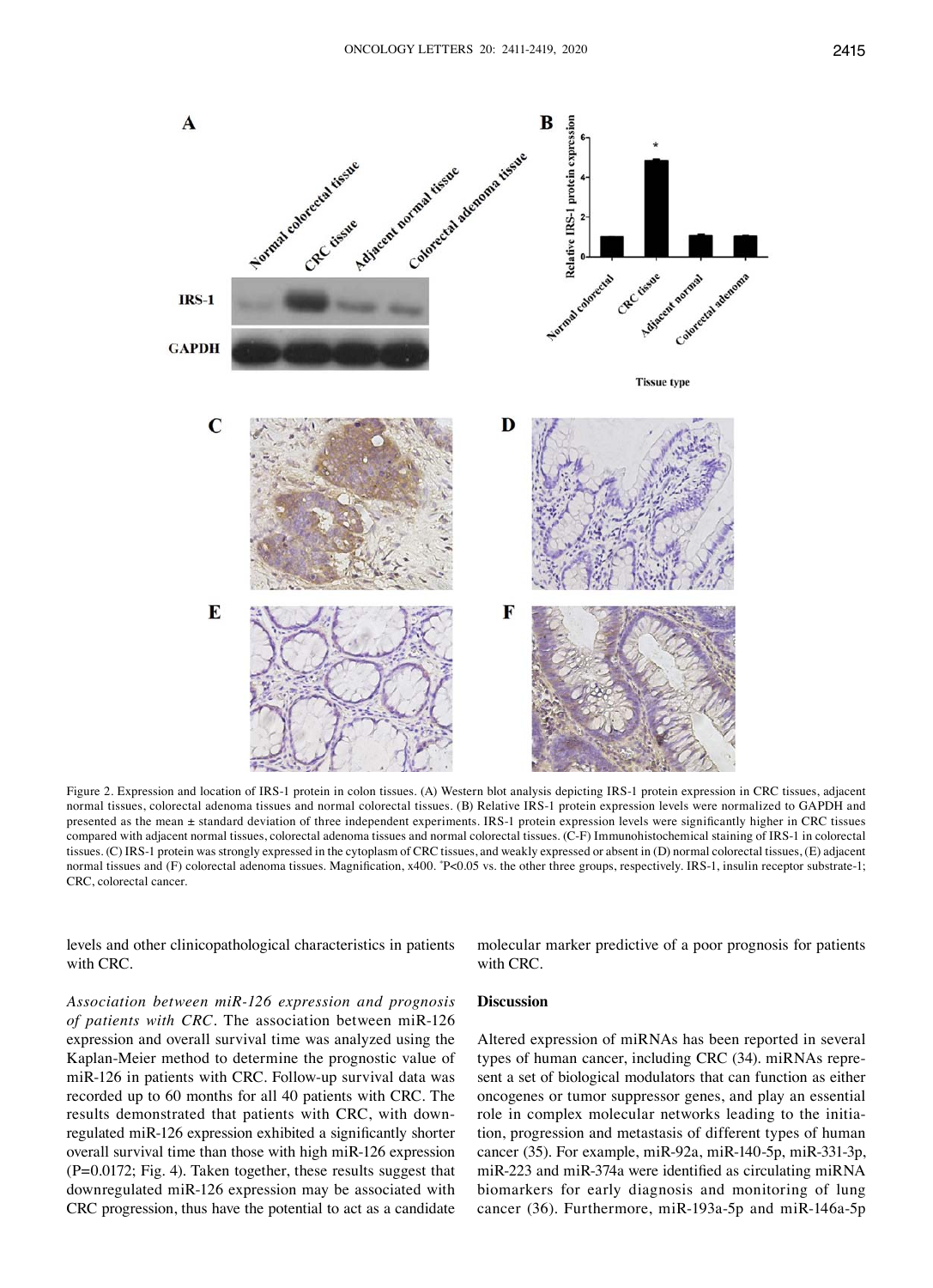Figure 2. Expression and location of IRS-1 protein in colon tissues. (A) Western blot analysis depicting IRS-1 protein expression in CRC tissues, adjacent normal tissues, colorectal adenoma tissues and normal colorectal tissues. (B) Relative IRS-1 protein expression levels were normalized to GAPDH and presented as the mean ± standard deviation of three independent experiments. IRS-1 protein expression levels were significantly higher in CRC tissues compared with adjacent normal tissues, colorectal adenoma tissues and normal colorectal tissues. (C-F) Immunohistochemical staining of IRS-1 in colorectal tissues. (C) IRS-1 protein was strongly expressed in the cytoplasm of CRC tissues, and weakly expressed or absent in (D) normal colorectal tissues, (E) adjacent normal tissues and (F) colorectal adenoma tissues. Magnification, x400. *P<0.05 vs. the other three groups, respectively. IRS-1, insulin receptor substrate-1; CRC, colorectal cancer.

levels and other clinicopathological characteristics in patients with CRC.

*Association between miR-126 expression and prognosis of patients with CRC*. The association between miR-126 expression and overall survival time was analyzed using the Kaplan-Meier method to determine the prognostic value of miR-126 in patients with CRC. Follow-up survival data was recorded up to 60 months for all 40 patients with CRC. The results demonstrated that patients with CRC, with downregulated miR-126 expression exhibited a significantly shorter overall survival time than those with high miR-126 expression ($P=0.0172$; Fig. 4). Taken together, these results suggest that downregulated miR-126 expression may be associated with CRC progression, thus have the potential to act as a candidate molecular marker predictive of a poor prognosis for patients with CRC.

## Discussion

Altered expression of miRNAs has been reported in several types of human cancer, including CRC (34). miRNAs represent a set of biological modulators that can function as either oncogenes or tumor suppressor genes, and play an essential role in complex molecular networks leading to the initiation, progression and metastasis of different types of human cancer (35). For example, miR-92a, miR-140-5p, miR-331-3p, miR-223 and miR-374a were identified as circulating miRNA biomarkers for early diagnosis and monitoring of lung cancer (36). Furthermore, miR-193a-5p and miR-146a-5p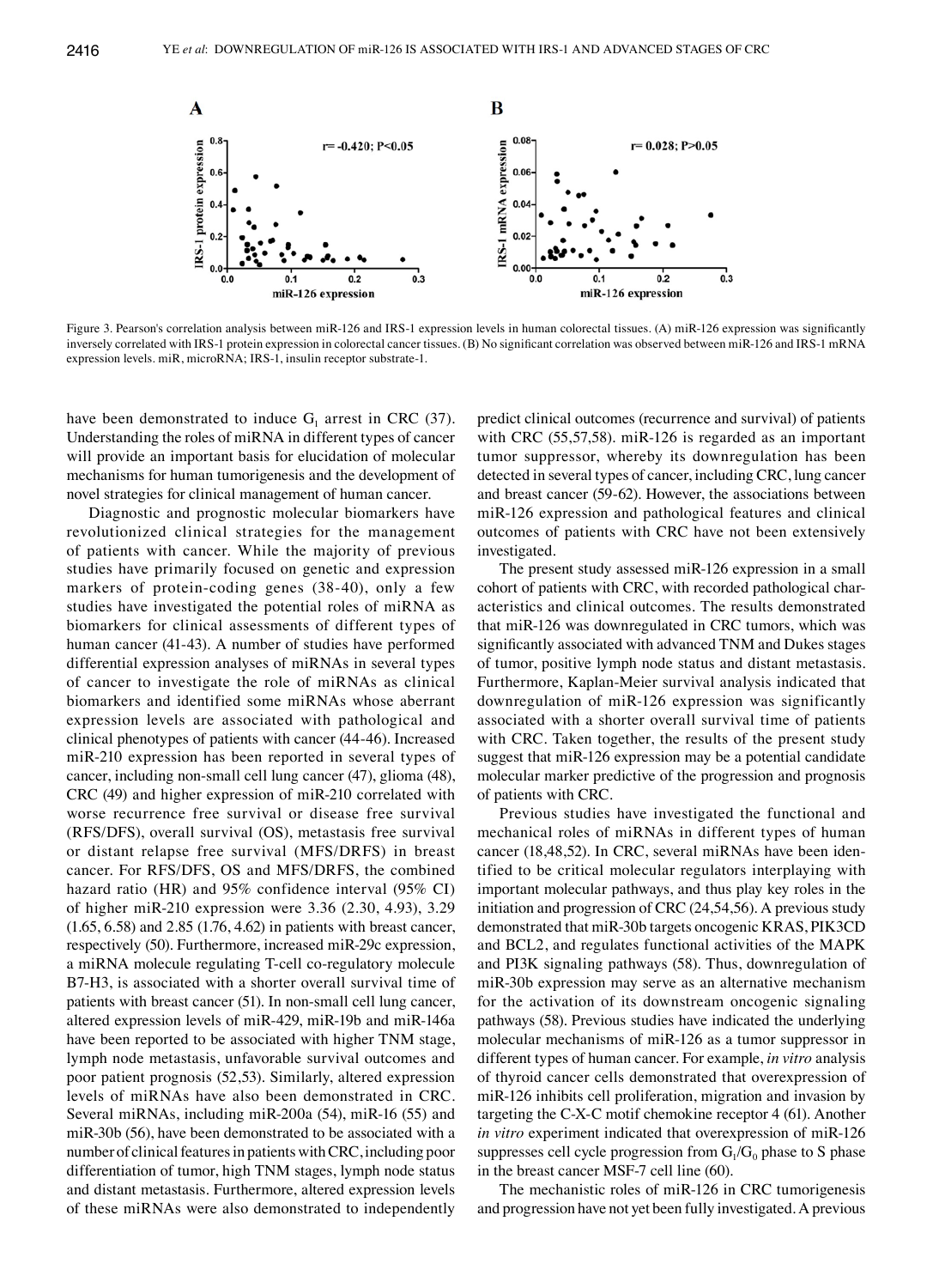Figure 3. Pearson's correlation analysis between miR-126 and IRS-1 expression levels in human colorectal tissues. (A) miR-126 expression was significantly inversely correlated with IRS-1 protein expression in colorectal cancer tissues. (B) No significant correlation was observed between miR-126 and IRS-1 mRNA expression levels. miR, microRNA; IRS-1, insulin receptor substrate-1.

have been demonstrated to induce $G_1$ arrest in CRC (37). Understanding the roles of miRNA in different types of cancer will provide an important basis for elucidation of molecular mechanisms for human tumorigenesis and the development of novel strategies for clinical management of human cancer.

Diagnostic and prognostic molecular biomarkers have revolutionized clinical strategies for the management of patients with cancer. While the majority of previous studies have primarily focused on genetic and expression markers of protein-coding genes (38-40), only a few studies have investigated the potential roles of miRNA as biomarkers for clinical assessments of different types of human cancer (41-43). A number of studies have performed differential expression analyses of miRNAs in several types of cancer to investigate the role of miRNAs as clinical biomarkers and identified some miRNAs whose aberrant expression levels are associated with pathological and clinical phenotypes of patients with cancer (44-46). Increased miR-210 expression has been reported in several types of cancer, including non-small cell lung cancer (47), glioma (48), CRC (49) and higher expression of miR-210 correlated with worse recurrence free survival or disease free survival (RFS/DFS), overall survival (OS), metastasis free survival or distant relapse free survival (MFS/DRFS) in breast cancer. For RFS/DFS, OS and MFS/DRFS, the combined hazard ratio (HR) and 95% confidence interval (95% CI) of higher miR-210 expression were 3.36 (2.30, 4.93), 3.29 (1.65, 6.58) and 2.85 (1.76, 4.62) in patients with breast cancer, respectively (50). Furthermore, increased miR-29c expression, a miRNA molecule regulating T-cell co-regulatory molecule B7-H3, is associated with a shorter overall survival time of patients with breast cancer (51). In non-small cell lung cancer, altered expression levels of miR-429, miR-19b and miR-146a have been reported to be associated with higher TNM stage, lymph node metastasis, unfavorable survival outcomes and poor patient prognosis (52,53). Similarly, altered expression levels of miRNAs have also been demonstrated in CRC. Several miRNAs, including miR-200a (54), miR-16 (55) and miR-30b (56), have been demonstrated to be associated with a number of clinical features in patients with CRC, including poor differentiation of tumor, high TNM stages, lymph node status and distant metastasis. Furthermore, altered expression levels of these miRNAs were also demonstrated to independently predict clinical outcomes (recurrence and survival) of patients with CRC (55,57,58). miR-126 is regarded as an important tumor suppressor, whereby its downregulation has been detected in several types of cancer, including CRC, lung cancer and breast cancer (59-62). However, the associations between miR-126 expression and pathological features and clinical outcomes of patients with CRC have not been extensively investigated.

The present study assessed miR-126 expression in a small cohort of patients with CRC, with recorded pathological characteristics and clinical outcomes. The results demonstrated that miR-126 was downregulated in CRC tumors, which was significantly associated with advanced TNM and Dukes stages of tumor, positive lymph node status and distant metastasis. Furthermore, Kaplan-Meier survival analysis indicated that downregulation of miR-126 expression was significantly associated with a shorter overall survival time of patients with CRC. Taken together, the results of the present study suggest that miR-126 expression may be a potential candidate molecular marker predictive of the progression and prognosis of patients with CRC.

Previous studies have investigated the functional and mechanical roles of miRNAs in different types of human cancer (18,48,52). In CRC, several miRNAs have been identified to be critical molecular regulators interplaying with important molecular pathways, and thus play key roles in the initiation and progression of CRC (24,54,56). A previous study demonstrated that miR-30b targets oncogenic KRAS, PIK3CD and BCL2, and regulates functional activities of the MAPK and PI3K signaling pathways (58). Thus, downregulation of miR-30b expression may serve as an alternative mechanism for the activation of its downstream oncogenic signaling pathways (58). Previous studies have indicated the underlying molecular mechanisms of miR-126 as a tumor suppressor in different types of human cancer. For example, *in vitro* analysis of thyroid cancer cells demonstrated that overexpression of miR-126 inhibits cell proliferation, migration and invasion by targeting the C-X-C motif chemokine receptor 4 (61). Another *in vitro* experiment indicated that overexpression of miR-126 suppresses cell cycle progression from $G_1/G_0$ phase to S phase in the breast cancer MSF-7 cell line (60).

The mechanistic roles of miR-126 in CRC tumorigenesis and progression have not yet been fully investigated. A previous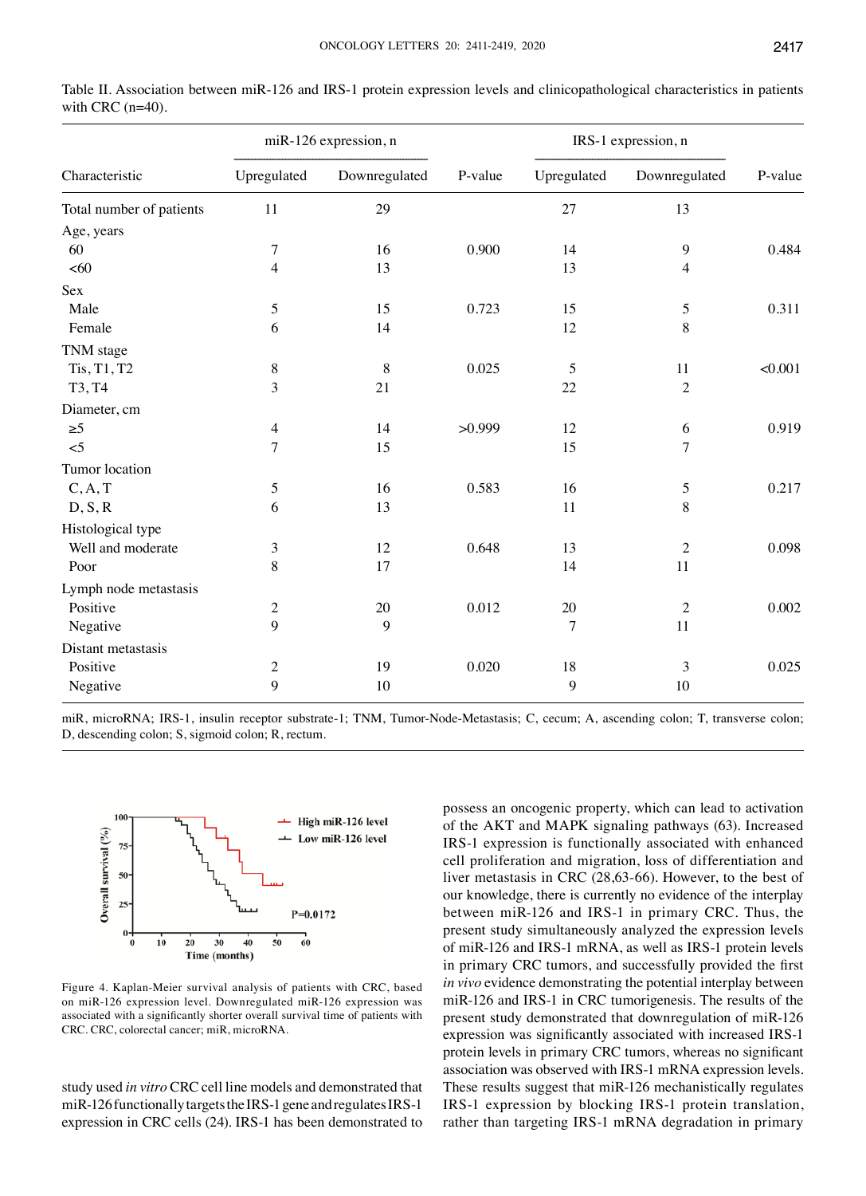Table II. Association between miR-126 and IRS-1 protein expression levels and clinicopathological characteristics in patients with CRC (n=40).

| Characteristic | miR-126 expression, n | | P-value | IRS-1 expression, n | | P-value |
|---|---|---|---|---|---|---|
| | Upregulated | Downregulated | | Upregulated | Downregulated | |
| Total number of patients | 11 | 29 | | 27 | 13 | |
| Age, years | | | | | | |
| 60 | 7 | 16 | 0.900 | 14 | 9 | 0.484 |
| <60 | 4 | 13 | | 13 | 4 | |
| Sex | | | | | | |
| Male | 5 | 15 | 0.723 | 15 | 5 | 0.311 |
| Female | 6 | 14 | | 12 | 8 | |
| TNM stage | | | | | | |
| Tis, T1, T2 | 8 | 8 | 0.025 | 5 | 11 | <0.001 |
| T3, T4 | 3 | 21 | | 22 | 2 | |
| Diameter, cm | | | | | | |
| ≥5 | 4 | 14 | >0.999 | 12 | 6 | 0.919 |
| <5 | 7 | 15 | | 15 | 7 | |
| Tumor location | | | | | | |
| C, A, T | 5 | 16 | 0.583 | 16 | 5 | 0.217 |
| D, S, R | 6 | 13 | | 11 | 8 | |
| Histological type | | | | | | |
| Well and moderate | 3 | 12 | 0.648 | 13 | 2 | 0.098 |
| Poor | 8 | 17 | | 14 | 11 | |
| Lymph node metastasis | | | | | | |
| Positive | 2 | 20 | 0.012 | 20 | 2 | 0.002 |
| Negative | 9 | 9 | | 7 | 11 | |
| Distant metastasis | | | | | | |
| Positive | 2 | 19 | 0.020 | 18 | 3 | 0.025 |
| Negative | 9 | 10 | | 9 | 10 | |

miR, microRNA; IRS-1, insulin receptor substrate-1; TNM, Tumor-Node-Metastasis; C, cecum; A, ascending colon; T, transverse colon; D, descending colon; S, sigmoid colon; R, rectum.

Figure 4. Kaplan-Meier survival analysis of patients with CRC, based on miR-126 expression level. Downregulated miR-126 expression was associated with a significantly shorter overall survival time of patients with CRC. CRC, colorectal cancer; miR, microRNA.

study used *in vitro* CRC cell line models and demonstrated that miR-126 functionally targets the IRS-1 gene and regulates IRS-1 expression in CRC cells (24). IRS-1 has been demonstrated to possess an oncogenic property, which can lead to activation of the AKT and MAPK signaling pathways (63). Increased IRS-1 expression is functionally associated with enhanced cell proliferation and migration, loss of differentiation and liver metastasis in CRC (28,63-66). However, to the best of our knowledge, there is currently no evidence of the interplay between miR-126 and IRS-1 in primary CRC. Thus, the present study simultaneously analyzed the expression levels of miR-126 and IRS-1 mRNA, as well as IRS-1 protein levels in primary CRC tumors, and successfully provided the first *in vivo* evidence demonstrating the potential interplay between miR-126 and IRS-1 in CRC tumorigenesis. The results of the present study demonstrated that downregulation of miR-126 expression was significantly associated with increased IRS-1 protein levels in primary CRC tumors, whereas no significant association was observed with IRS-1 mRNA expression levels. These results suggest that miR-126 mechanistically regulates IRS-1 expression by blocking IRS-1 protein translation, rather than targeting IRS-1 mRNA degradation in primary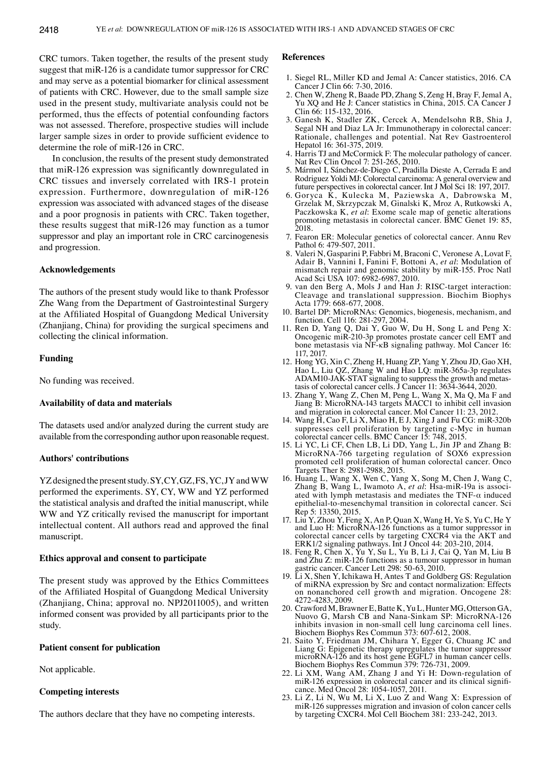CRC tumors. Taken together, the results of the present study suggest that miR-126 is a candidate tumor suppressor for CRC and may serve as a potential biomarker for clinical assessment of patients with CRC. However, due to the small sample size used in the present study, multivariate analysis could not be performed, thus the effects of potential confounding factors was not assessed. Therefore, prospective studies will include larger sample sizes in order to provide sufficient evidence to determine the role of miR-126 in CRC.

In conclusion, the results of the present study demonstrated that miR-126 expression was significantly downregulated in CRC tissues and inversely correlated with IRS-1 protein expression. Furthermore, downregulation of miR-126 expression was associated with advanced stages of the disease and a poor prognosis in patients with CRC. Taken together, these results suggest that miR-126 may function as a tumor suppressor and play an important role in CRC carcinogenesis and progression.

## Acknowledgements

The authors of the present study would like to thank Professor Zhe Wang from the Department of Gastrointestinal Surgery at the Affiliated Hospital of Guangdong Medical University (Zhanjiang, China) for providing the surgical specimens and collecting the clinical information.

## Funding

No funding was received.

## Availability of data and materials

The datasets used and/or analyzed during the current study are available from the corresponding author upon reasonable request.

## Authors' contributions

YZ designed the present study. SY, CY, GZ, FS, YC, JY and WW performed the experiments. SY, CY, WW and YZ performed the statistical analysis and drafted the initial manuscript, while WW and YZ critically revised the manuscript for important intellectual content. All authors read and approved the final manuscript.

## Ethics approval and consent to participate

The present study was approved by the Ethics Committees of the Affiliated Hospital of Guangdong Medical University (Zhanjiang, China; approval no. NPJ2011005), and written informed consent was provided by all participants prior to the study.

## Patient consent for publication

Not applicable.

## Competing interests

The authors declare that they have no competing interests.

## References

1. Siegel RL, Miller KD and Jemal A: Cancer statistics, 2016. CA Cancer J Clin 66: 7-30, 2016.
2. Chen W, Zheng R, Baade PD, Zhang S, Zeng H, Bray F, Jemal A, Yu XQ and He J: Cancer statistics in China, 2015. CA Cancer J Clin 66: 115-132, 2016.
3. Ganesh K, Stadler ZK, Cercek A, Mendelsohn RB, Shia J, Segal NH and Diaz LA Jr: Immunotherapy in colorectal cancer: Rationale, challenges and potential. Nat Rev Gastroenterol Hepatol 16: 361-375, 2019.
4. Harris TJ and McCormick F: The molecular pathology of cancer. Nat Rev Clin Oncol 7: 251-265, 2010.
5. Mármol I, Sánchez-de-Diego C, Pradilla Dieste A, Cerrada E and Rodriguez Yoldi MJ: Colorectal carcinoma: A general overview and future perspectives in colorectal cancer. Int J Mol Sci 18: 197, 2017.
6. Goryca K, Kulecka M, Paziewska A, Dabrowska M, Grzelak M, Skrzypczak M, Ginalski K, Mroz A, Rutkowski A, Paczkowska K, *et al*: Exome scale map of genetic alterations promoting metastasis in colorectal cancer. BMC Genet 19: 85, 2018.
7. Fearon ER: Molecular genetics of colorectal cancer. Annu Rev Pathol 6: 479-507, 2011.
8. Valeri N, Gasparini P, Fabbri M, Braconi C, Veronese A, Lovat F, Adair B, Vannini I, Fanini F, Bottoni A, *et al*: Modulation of mismatch repair and genomic stability by miR-155. Proc Natl Acad Sci USA 107: 6982-6987, 2010.
9. van den Berg A, Mols J and Han J: RISC-target interaction: Cleavage and translational suppression. Biochim Biophys Acta 1779: 668-677, 2008.
10. Bartel DP: MicroRNAs: Genomics, biogenesis, mechanism, and function. Cell 116: 281-297, 2004.
11. Ren D, Yang Q, Dai Y, Guo W, Du H, Song L and Peng X: Oncogenic miR-210-3p promotes prostate cancer cell EMT and bone metastasis via NF-κB signaling pathway. Mol Cancer 16: 117, 2017.
12. Hong YG, Xin C, Zheng H, Huang ZP, Yang Y, Zhou JD, Gao XH, Hao L, Liu QZ, Zhang W and Hao LQ: miR-365a-3p regulates ADAM10-JAK-STAT signaling to suppress the growth and metastasis of colorectal cancer cells. J Cancer 11: 3634-3644, 2020.
13. Zhang Y, Wang Z, Chen M, Peng L, Wang X, Ma Q, Ma F and Jiang B: MicroRNA-143 targets MACC1 to inhibit cell invasion and migration in colorectal cancer. Mol Cancer 11: 23, 2012.
14. Wang H, Cao F, Li X, Miao H, E J, Xing J and Fu CG: miR-320b suppresses cell proliferation by targeting c-Myc in human colorectal cancer cells. BMC Cancer 15: 748, 2015.
15. Li YC, Li CF, Chen LB, Li DD, Yang L, Jin JP and Zhang B: MicroRNA-766 targeting regulation of SOX6 expression promoted cell proliferation of human colorectal cancer. Onco Targets Ther 8: 2981-2988, 2015.
16. Huang L, Wang X, Wen C, Yang X, Song M, Chen J, Wang C, Zhang B, Wang L, Iwamoto A, *et al*: Hsa-miR-19a is associated with lymph metastasis and mediates the TNF-α induced epithelial-to-mesenchymal transition in colorectal cancer. Sci Rep 5: 13350, 2015.
17. Liu Y, Zhou Y, Feng X, An P, Quan X, Wang H, Ye S, Yu C, He Y and Luo H: MicroRNA-126 functions as a tumor suppressor in colorectal cancer cells by targeting CXCR4 via the AKT and ERK1/2 signaling pathways. Int J Oncol 44: 203-210, 2014.
18. Feng R, Chen X, Yu Y, Su L, Yu B, Li J, Cai Q, Yan M, Liu B and Zhu Z: miR-126 functions as a tumour suppressor in human gastric cancer. Cancer Lett 298: 50-63, 2010.
19. Li X, Shen Y, Ichikawa H, Antes T and Goldberg GS: Regulation of miRNA expression by Src and contact normalization: Effects on nonanchored cell growth and migration. Oncogene 28: 4272-4283, 2009.
20. Crawford M, Brawner E, Batte K, Yu L, Hunter MG, Otterson GA, Nuovo G, Marsh CB and Nana-Sinkam SP: MicroRNA-126 inhibits invasion in non-small cell lung carcinoma cell lines. Biochem Biophys Res Commun 373: 607-612, 2008.
21. Saito Y, Friedman JM, Chihara Y, Egger G, Chuang JC and Liang G: Epigenetic therapy upregulates the tumor suppressor microRNA-126 and its host gene EGFL7 in human cancer cells. Biochem Biophys Res Commun 379: 726-731, 2009.
22. Li XM, Wang AM, Zhang J and Yi H: Down-regulation of miR-126 expression in colorectal cancer and its clinical significance. Med Oncol 28: 1054-1057, 2011.
23. Li Z, Li N, Wu M, Li X, Luo Z and Wang X: Expression of miR-126 suppresses migration and invasion of colon cancer cells by targeting CXCR4. Mol Cell Biochem 381: 233-242, 2013.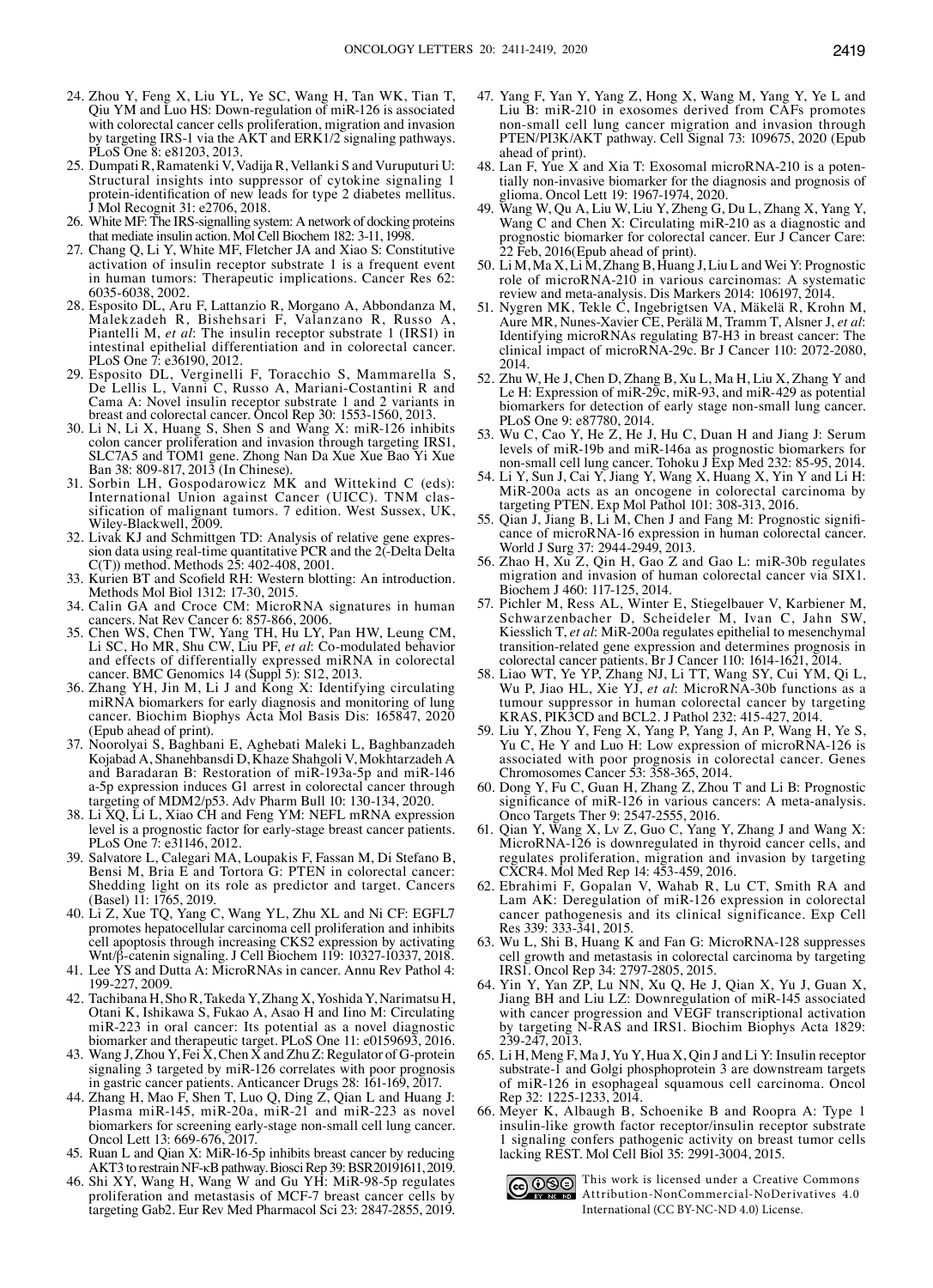24. Zhou Y, Feng X, Liu YL, Ye SC, Wang H, Tan WK, Tian T, Qiu YM and Luo HS: Down-regulation of miR-126 is associated with colorectal cancer cells proliferation, migration and invasion by targeting IRS-1 via the AKT and ERK1/2 signaling pathways. PLoS One 8: e81203, 2013.
25. Dumpati R, Ramatenki V, Vadija R, Vellanki S and Vuruputuri U: Structural insights into suppressor of cytokine signaling 1 protein-identification of new leads for type 2 diabetes mellitus. J Mol Recognit 31: e2706, 2018.
26. White MF: The IRS-signalling system: A network of docking proteins that mediate insulin action. Mol Cell Biochem 182: 3-11, 1998.
27. Chang Q, Li Y, White MF, Fletcher JA and Xiao S: Constitutive activation of insulin receptor substrate 1 is a frequent event in human tumors: Therapeutic implications. Cancer Res 62: 6035-6038, 2002.
28. Esposito DL, Aru F, Lattanzio R, Morgano A, Abbondanza M, Malekzadeh R, Bishehsari F, Valanzano R, Russo A, Piantelli M, *et al*: The insulin receptor substrate 1 (IRS1) in intestinal epithelial differentiation and in colorectal cancer. PLoS One 7: e36190, 2012.
29. Esposito DL, Verginelli F, Toracchio S, Mammarella S, De Lellis L, Vanni C, Russo A, Mariani-Costantini R and Cama A: Novel insulin receptor substrate 1 and 2 variants in breast and colorectal cancer. Oncol Rep 30: 1553-1560, 2013.
30. Li N, Li X, Huang S, Shen S and Wang X: miR-126 inhibits colon cancer proliferation and invasion through targeting IRS1, SLC7A5 and TOM1 gene. Zhong Nan Da Xue Xue Bao Yi Xue Ban 38: 809-817, 2013 (In Chinese).
31. Sorbin LH, Gospodarowicz MK and Wittekind C (eds): International Union against Cancer (UICC). TNM classification of malignant tumors. 7 edition. West Sussex, UK, Wiley-Blackwell, 2009.
32. Livak KJ and Schmittgen TD: Analysis of relative gene expression data using real-time quantitative PCR and the 2(-Delta Delta C(T)) method. Methods 25: 402-408, 2001.
33. Kurien BT and Scofield RH: Western blotting: An introduction. Methods Mol Biol 1312: 17-30, 2015.
34. Calin GA and Croce CM: MicroRNA signatures in human cancers. Nat Rev Cancer 6: 857-866, 2006.
35. Chen WS, Chen TW, Yang TH, Hu LY, Pan HW, Leung CM, Li SC, Ho MR, Shu CW, Liu PF, *et al*: Co-modulated behavior and effects of differentially expressed miRNA in colorectal cancer. BMC Genomics 14 (Suppl 5): S12, 2013.
36. Zhang YH, Jin M, Li J and Kong X: Identifying circulating miRNA biomarkers for early diagnosis and monitoring of lung cancer. Biochim Biophys Acta Mol Basis Dis: 165847, 2020 (Epub ahead of print).
37. Noorolyai S, Baghbani E, Aghebati Maleki L, Baghbanzadeh Kojabad A, Shanehbansdi D, Khaze Shahgoli V, Mokhtarzadeh A and Baradaran B: Restoration of miR-193a-5p and miR-146 a-5p expression induces G1 arrest in colorectal cancer through targeting of MDM2/p53. Adv Pharm Bull 10: 130-134, 2020.
38. Li XQ, Li L, Xiao CH and Feng YM: NEFL mRNA expression level is a prognostic factor for early-stage breast cancer patients. PLoS One 7: e31146, 2012.
39. Salvatore L, Calegari MA, Loupakis F, Fassan M, Di Stefano B, Bensi M, Bria E and Tortora G: PTEN in colorectal cancer: Shedding light on its role as predictor and target. Cancers (Basel) 11: 1765, 2019.
40. Li Z, Xue TQ, Yang C, Wang YL, Zhu XL and Ni CF: EGFL7 promotes hepatocellular carcinoma cell proliferation and inhibits cell apoptosis through increasing CKS2 expression by activating Wnt/β-catenin signaling. J Cell Biochem 119: 10327-10337, 2018.
41. Lee YS and Dutta A: MicroRNAs in cancer. Annu Rev Pathol 4: 199-227, 2009.
42. Tachibana H, Sho R, Takeda Y, Zhang X, Yoshida Y, Narimatsu H, Otani K, Ishikawa S, Fukao A, Asao H and Iino M: Circulating miR-223 in oral cancer: Its potential as a novel diagnostic biomarker and therapeutic target. PLoS One 11: e0159693, 2016.
43. Wang J, Zhou Y, Fei X, Chen X and Zhu Z: Regulator of G-protein signaling 3 targeted by miR-126 correlates with poor prognosis in gastric cancer patients. Anticancer Drugs 28: 161-169, 2017.
44. Zhang H, Mao F, Shen T, Luo Q, Ding Z, Qian L and Huang J: Plasma miR-145, miR-20a, miR-21 and miR-223 as novel biomarkers for screening early-stage non-small cell lung cancer. Oncol Lett 13: 669-676, 2017.
45. Ruan L and Qian X: MiR-16-5p inhibits breast cancer by reducing AKT3 to restrain NF-κB pathway. Biosci Rep 39: BSR20191611, 2019.
46. Shi XY, Wang H, Wang W and Gu YH: MiR-98-5p regulates proliferation and metastasis of MCF-7 breast cancer cells by targeting Gab2. Eur Rev Med Pharmacol Sci 23: 2847-2855, 2019.
47. Yang F, Yan Y, Yang Z, Hong X, Wang M, Yang Y, Ye L and Liu B: miR-210 in exosomes derived from CAFs promotes non-small cell lung cancer migration and invasion through PTEN/PI3K/AKT pathway. Cell Signal 73: 109675, 2020 (Epub ahead of print).
48. Lan F, Yue X and Xia T: Exosomal microRNA-210 is a potentially non-invasive biomarker for the diagnosis and prognosis of glioma. Oncol Lett 19: 1967-1974, 2020.
49. Wang W, Qu A, Liu W, Liu Y, Zheng G, Du L, Zhang X, Yang Y, Wang C and Chen X: Circulating miR-210 as a diagnostic and prognostic biomarker for colorectal cancer. Eur J Cancer Care: 22 Feb, 2016(Epub ahead of print).
50. Li M, Ma X, Li M, Zhang B, Huang J, Liu L and Wei Y: Prognostic role of microRNA-210 in various carcinomas: A systematic review and meta-analysis. Dis Markers 2014: 106197, 2014.
51. Nygren MK, Tekle C, Ingebrigtsen VA, Mäkelä R, Krohn M, Aure MR, Nunes-Xavier CE, Perälä M, Tramm T, Alsner J, *et al*: Identifying microRNAs regulating B7-H3 in breast cancer: The clinical impact of microRNA-29c. Br J Cancer 110: 2072-2080, 2014.
52. Zhu W, He J, Chen D, Zhang B, Xu L, Ma H, Liu X, Zhang Y and Le H: Expression of miR-29c, miR-93, and miR-429 as potential biomarkers for detection of early stage non-small lung cancer. PLoS One 9: e87780, 2014.
53. Wu C, Cao Y, He Z, He J, Hu C, Duan H and Jiang J: Serum levels of miR-19b and miR-146a as prognostic biomarkers for non-small cell lung cancer. Tohoku J Exp Med 232: 85-95, 2014.
54. Li Y, Sun J, Cai Y, Jiang Y, Wang X, Huang X, Yin Y and Li H: MiR-200a acts as an oncogene in colorectal carcinoma by targeting PTEN. Exp Mol Pathol 101: 308-313, 2016.
55. Qian J, Jiang B, Li M, Chen J and Fang M: Prognostic significance of microRNA-16 expression in human colorectal cancer. World J Surg 37: 2944-2949, 2013.
56. Zhao H, Xu Z, Qin H, Gao Z and Gao L: miR-30b regulates migration and invasion of human colorectal cancer via SIX1. Biochem J 460: 117-125, 2014.
57. Pichler M, Ress AL, Winter E, Stiegelbauer V, Karbiener M, Schwarzenbacher D, Scheideler M, Ivan C, Jahn SW, Kiesslich T, *et al*: MiR-200a regulates epithelial to mesenchymal transition-related gene expression and determines prognosis in colorectal cancer patients. Br J Cancer 110: 1614-1621, 2014.
58. Liao WT, Ye YP, Zhang NJ, Li TT, Wang SY, Cui YM, Qi L, Wu P, Jiao HL, Xie YJ, *et al*: MicroRNA-30b functions as a tumour suppressor in human colorectal cancer by targeting KRAS, PIK3CD and BCL2. J Pathol 232: 415-427, 2014.
59. Liu Y, Zhou Y, Feng X, Yang P, Yang J, An P, Wang H, Ye S, Yu C, He Y and Luo H: Low expression of microRNA-126 is associated with poor prognosis in colorectal cancer. Genes Chromosomes Cancer 53: 358-365, 2014.
60. Dong Y, Fu C, Guan H, Zhang Z, Zhou T and Li B: Prognostic significance of miR-126 in various cancers: A meta-analysis. Onco Targets Ther 9: 2547-2555, 2016.
61. Qian Y, Wang X, Lv Z, Guo C, Yang Y, Zhang J and Wang X: MicroRNA-126 is downregulated in thyroid cancer cells, and regulates proliferation, migration and invasion by targeting CXCR4. Mol Med Rep 14: 453-459, 2016.
62. Ebrahimi F, Gopalan V, Wahab R, Lu CT, Smith RA and Lam AK: Deregulation of miR-126 expression in colorectal cancer pathogenesis and its clinical significance. Exp Cell Res 339: 333-341, 2015.
63. Wu L, Shi B, Huang K and Fan G: MicroRNA-128 suppresses cell growth and metastasis in colorectal carcinoma by targeting IRS1. Oncol Rep 34: 2797-2805, 2015.
64. Yin Y, Yan ZP, Lu NN, Xu Q, He J, Qian X, Yu J, Guan X, Jiang BH and Liu LZ: Downregulation of miR-145 associated with cancer progression and VEGF transcriptional activation by targeting N-RAS and IRS1. Biochim Biophys Acta 1829: 239-247, 2013.
65. Li H, Meng F, Ma J, Yu Y, Hua X, Qin J and Li Y: Insulin receptor substrate-1 and Golgi phosphoprotein 3 are downstream targets of miR-126 in esophageal squamous cell carcinoma. Oncol Rep 32: 1225-1233, 2014.
66. Meyer K, Albaugh B, Schoenike B and Roopra A: Type 1 insulin-like growth factor receptor/insulin receptor substrate 1 signaling confers pathogenic activity on breast tumor cells lacking REST. Mol Cell Biol 35: 2991-3004, 2015.

This work is licensed under a Creative Commons Attribution-NonCommercial-NoDerivatives 4.0 International (CC BY-NC-ND 4.0) License.